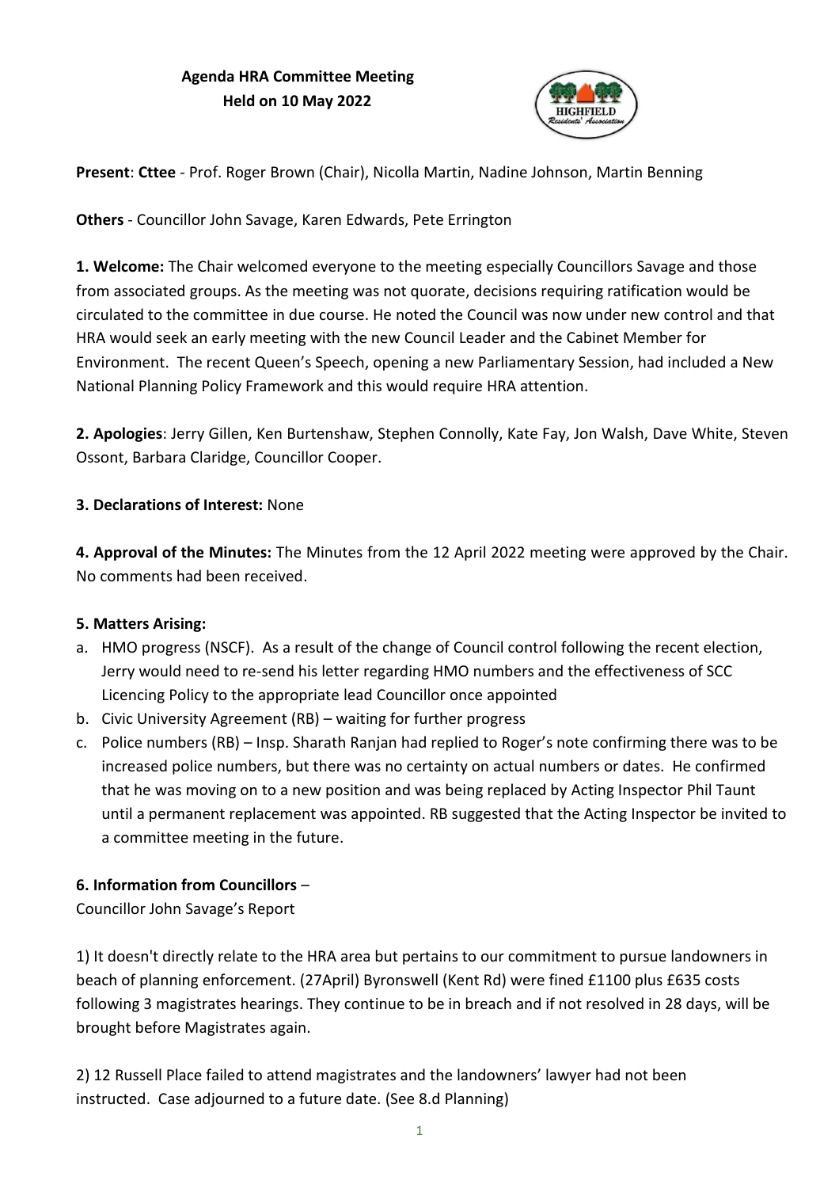**Agenda HRA Committee Meeting**
**Held on 10 May 2022**

**Present**: **Cttee** - Prof. Roger Brown (Chair), Nicolla Martin, Nadine Johnson, Martin Benning

**Others** - Councillor John Savage, Karen Edwards, Pete Errington

**1. Welcome:** The Chair welcomed everyone to the meeting especially Councillors Savage and those from associated groups. As the meeting was not quorate, decisions requiring ratification would be circulated to the committee in due course. He noted the Council was now under new control and that HRA would seek an early meeting with the new Council Leader and the Cabinet Member for Environment. The recent Queen's Speech, opening a new Parliamentary Session, had included a New National Planning Policy Framework and this would require HRA attention.

**2. Apologies**: Jerry Gillen, Ken Burtenshaw, Stephen Connolly, Kate Fay, Jon Walsh, Dave White, Steven Ossont, Barbara Claridge, Councillor Cooper.

**3. Declarations of Interest:** None

**4. Approval of the Minutes:** The Minutes from the 12 April 2022 meeting were approved by the Chair. No comments had been received.

**5. Matters Arising:**

a. HMO progress (NSCF). As a result of the change of Council control following the recent election, Jerry would need to re-send his letter regarding HMO numbers and the effectiveness of SCC Licencing Policy to the appropriate lead Councillor once appointed
b. Civic University Agreement (RB) – waiting for further progress
c. Police numbers (RB) – Insp. Sharath Ranjan had replied to Roger's note confirming there was to be increased police numbers, but there was no certainty on actual numbers or dates. He confirmed that he was moving on to a new position and was being replaced by Acting Inspector Phil Taunt until a permanent replacement was appointed. RB suggested that the Acting Inspector be invited to a committee meeting in the future.

**6. Information from Councillors** –

Councillor John Savage's Report

1) It doesn't directly relate to the HRA area but pertains to our commitment to pursue landowners in beach of planning enforcement. (27April) Byronswell (Kent Rd) were fined £1100 plus £635 costs following 3 magistrates hearings. They continue to be in breach and if not resolved in 28 days, will be brought before Magistrates again.

2) 12 Russell Place failed to attend magistrates and the landowners' lawyer had not been instructed. Case adjourned to a future date. (See 8.d Planning)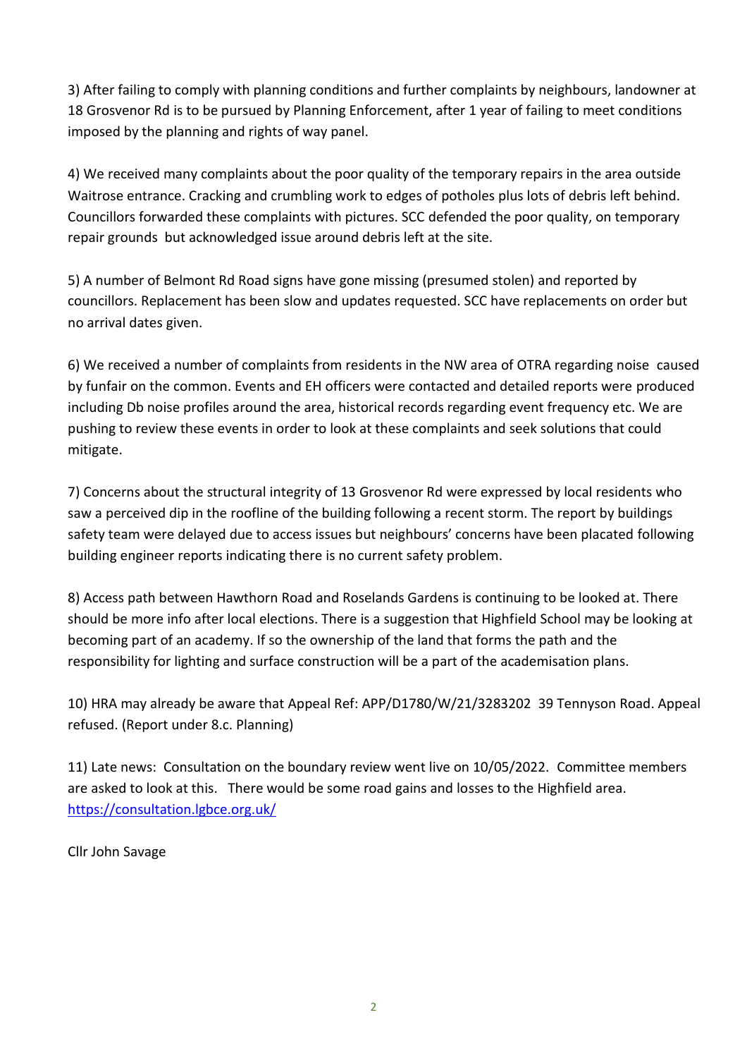3) After failing to comply with planning conditions and further complaints by neighbours, landowner at 18 Grosvenor Rd is to be pursued by Planning Enforcement, after 1 year of failing to meet conditions imposed by the planning and rights of way panel.

4) We received many complaints about the poor quality of the temporary repairs in the area outside Waitrose entrance. Cracking and crumbling work to edges of potholes plus lots of debris left behind. Councillors forwarded these complaints with pictures. SCC defended the poor quality, on temporary repair grounds but acknowledged issue around debris left at the site.

5) A number of Belmont Rd Road signs have gone missing (presumed stolen) and reported by councillors. Replacement has been slow and updates requested. SCC have replacements on order but no arrival dates given.

6) We received a number of complaints from residents in the NW area of OTRA regarding noise caused by funfair on the common. Events and EH officers were contacted and detailed reports were produced including Db noise profiles around the area, historical records regarding event frequency etc. We are pushing to review these events in order to look at these complaints and seek solutions that could mitigate.

7) Concerns about the structural integrity of 13 Grosvenor Rd were expressed by local residents who saw a perceived dip in the roofline of the building following a recent storm. The report by buildings safety team were delayed due to access issues but neighbours' concerns have been placated following building engineer reports indicating there is no current safety problem.

8) Access path between Hawthorn Road and Roselands Gardens is continuing to be looked at. There should be more info after local elections. There is a suggestion that Highfield School may be looking at becoming part of an academy. If so the ownership of the land that forms the path and the responsibility for lighting and surface construction will be a part of the academisation plans.

10) HRA may already be aware that Appeal Ref: APP/D1780/W/21/3283202 39 Tennyson Road. Appeal refused. (Report under 8.c. Planning)

11) Late news: Consultation on the boundary review went live on 10/05/2022. Committee members are asked to look at this. There would be some road gains and losses to the Highfield area. https://consultation.lgbce.org.uk/

Cllr John Savage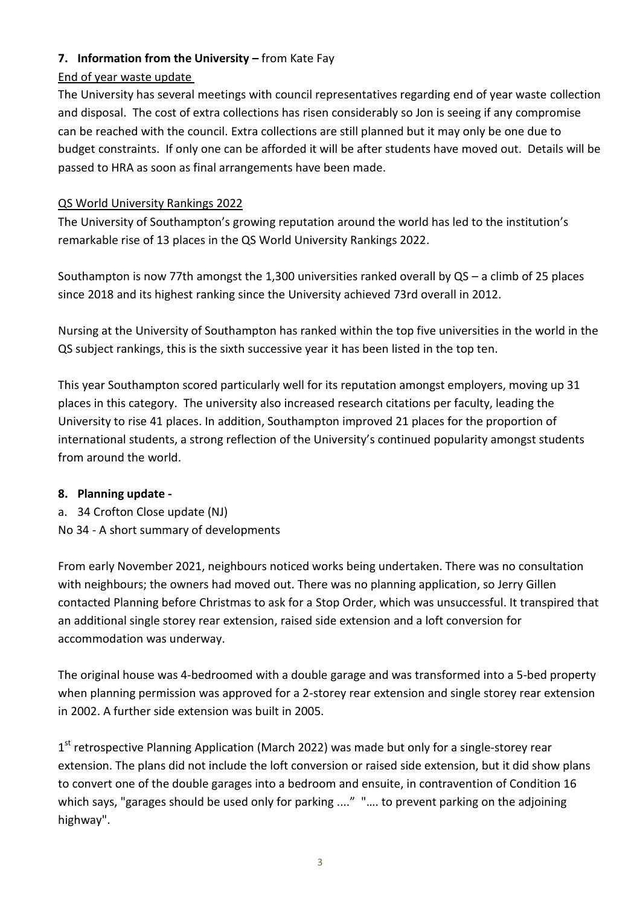## 7. Information from the University – from Kate Fay

End of year waste update

The University has several meetings with council representatives regarding end of year waste collection and disposal. The cost of extra collections has risen considerably so Jon is seeing if any compromise can be reached with the council. Extra collections are still planned but it may only be one due to budget constraints. If only one can be afforded it will be after students have moved out. Details will be passed to HRA as soon as final arrangements have been made.

QS World University Rankings 2022

The University of Southampton's growing reputation around the world has led to the institution's remarkable rise of 13 places in the QS World University Rankings 2022.

Southampton is now 77th amongst the 1,300 universities ranked overall by QS – a climb of 25 places since 2018 and its highest ranking since the University achieved 73rd overall in 2012.

Nursing at the University of Southampton has ranked within the top five universities in the world in the QS subject rankings, this is the sixth successive year it has been listed in the top ten.

This year Southampton scored particularly well for its reputation amongst employers, moving up 31 places in this category. The university also increased research citations per faculty, leading the University to rise 41 places. In addition, Southampton improved 21 places for the proportion of international students, a strong reflection of the University's continued popularity amongst students from around the world.

## 8. Planning update -

a. 34 Crofton Close update (NJ)

No 34 - A short summary of developments

From early November 2021, neighbours noticed works being undertaken. There was no consultation with neighbours; the owners had moved out. There was no planning application, so Jerry Gillen contacted Planning before Christmas to ask for a Stop Order, which was unsuccessful. It transpired that an additional single storey rear extension, raised side extension and a loft conversion for accommodation was underway.

The original house was 4-bedroomed with a double garage and was transformed into a 5-bed property when planning permission was approved for a 2-storey rear extension and single storey rear extension in 2002. A further side extension was built in 2005.

1st retrospective Planning Application (March 2022) was made but only for a single-storey rear extension. The plans did not include the loft conversion or raised side extension, but it did show plans to convert one of the double garages into a bedroom and ensuite, in contravention of Condition 16 which says, "garages should be used only for parking ...." "…. to prevent parking on the adjoining highway".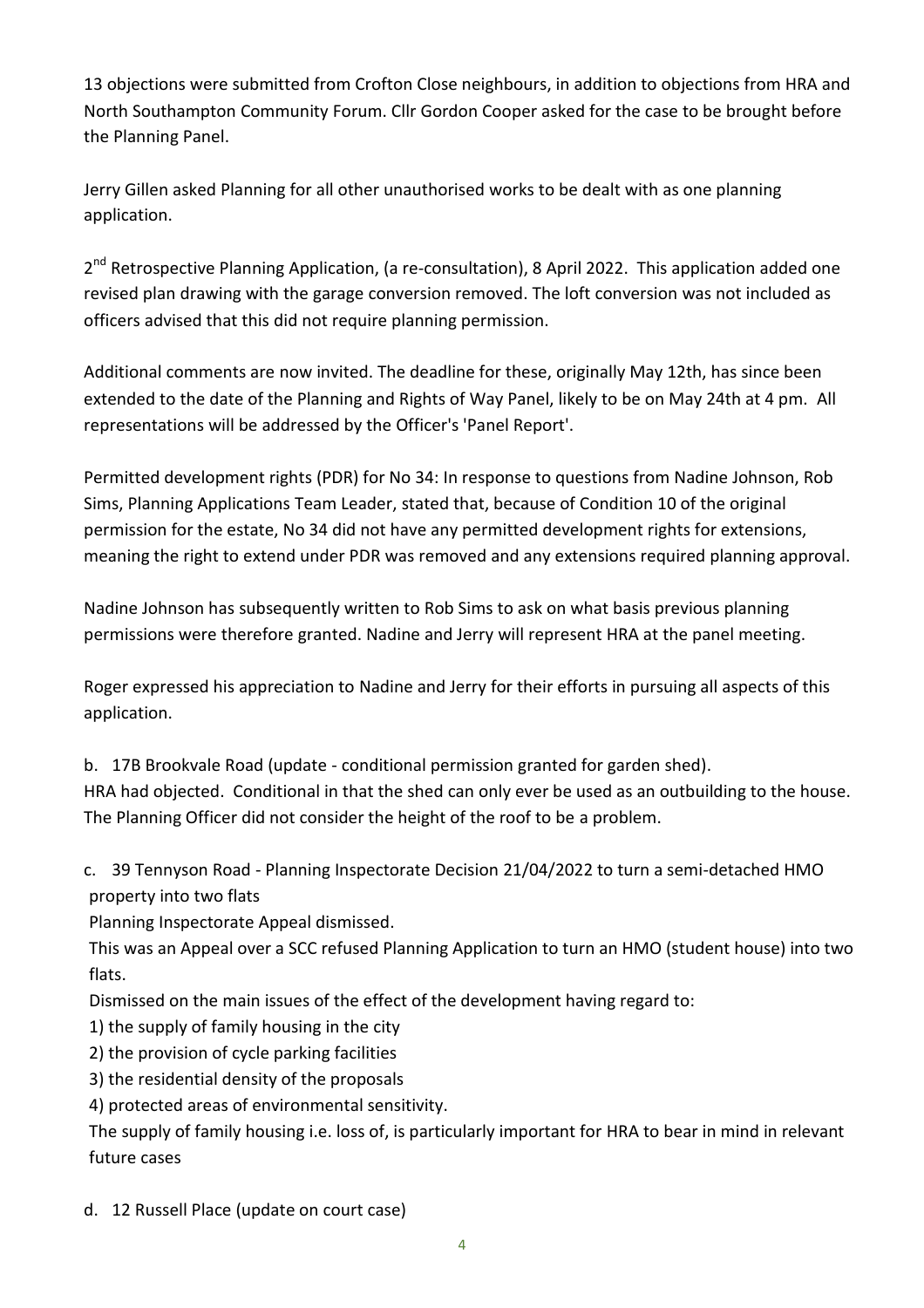13 objections were submitted from Crofton Close neighbours, in addition to objections from HRA and North Southampton Community Forum. Cllr Gordon Cooper asked for the case to be brought before the Planning Panel.

Jerry Gillen asked Planning for all other unauthorised works to be dealt with as one planning application.

2nd Retrospective Planning Application, (a re-consultation), 8 April 2022. This application added one revised plan drawing with the garage conversion removed. The loft conversion was not included as officers advised that this did not require planning permission.

Additional comments are now invited. The deadline for these, originally May 12th, has since been extended to the date of the Planning and Rights of Way Panel, likely to be on May 24th at 4 pm. All representations will be addressed by the Officer's 'Panel Report'.

Permitted development rights (PDR) for No 34: In response to questions from Nadine Johnson, Rob Sims, Planning Applications Team Leader, stated that, because of Condition 10 of the original permission for the estate, No 34 did not have any permitted development rights for extensions, meaning the right to extend under PDR was removed and any extensions required planning approval.

Nadine Johnson has subsequently written to Rob Sims to ask on what basis previous planning permissions were therefore granted. Nadine and Jerry will represent HRA at the panel meeting.

Roger expressed his appreciation to Nadine and Jerry for their efforts in pursuing all aspects of this application.

b. 17B Brookvale Road (update - conditional permission granted for garden shed).
HRA had objected. Conditional in that the shed can only ever be used as an outbuilding to the house. The Planning Officer did not consider the height of the roof to be a problem.

c. 39 Tennyson Road - Planning Inspectorate Decision 21/04/2022 to turn a semi-detached HMO property into two flats
Planning Inspectorate Appeal dismissed.
This was an Appeal over a SCC refused Planning Application to turn an HMO (student house) into two flats.
Dismissed on the main issues of the effect of the development having regard to:
1) the supply of family housing in the city
2) the provision of cycle parking facilities
3) the residential density of the proposals
4) protected areas of environmental sensitivity.
The supply of family housing i.e. loss of, is particularly important for HRA to bear in mind in relevant future cases

d. 12 Russell Place (update on court case)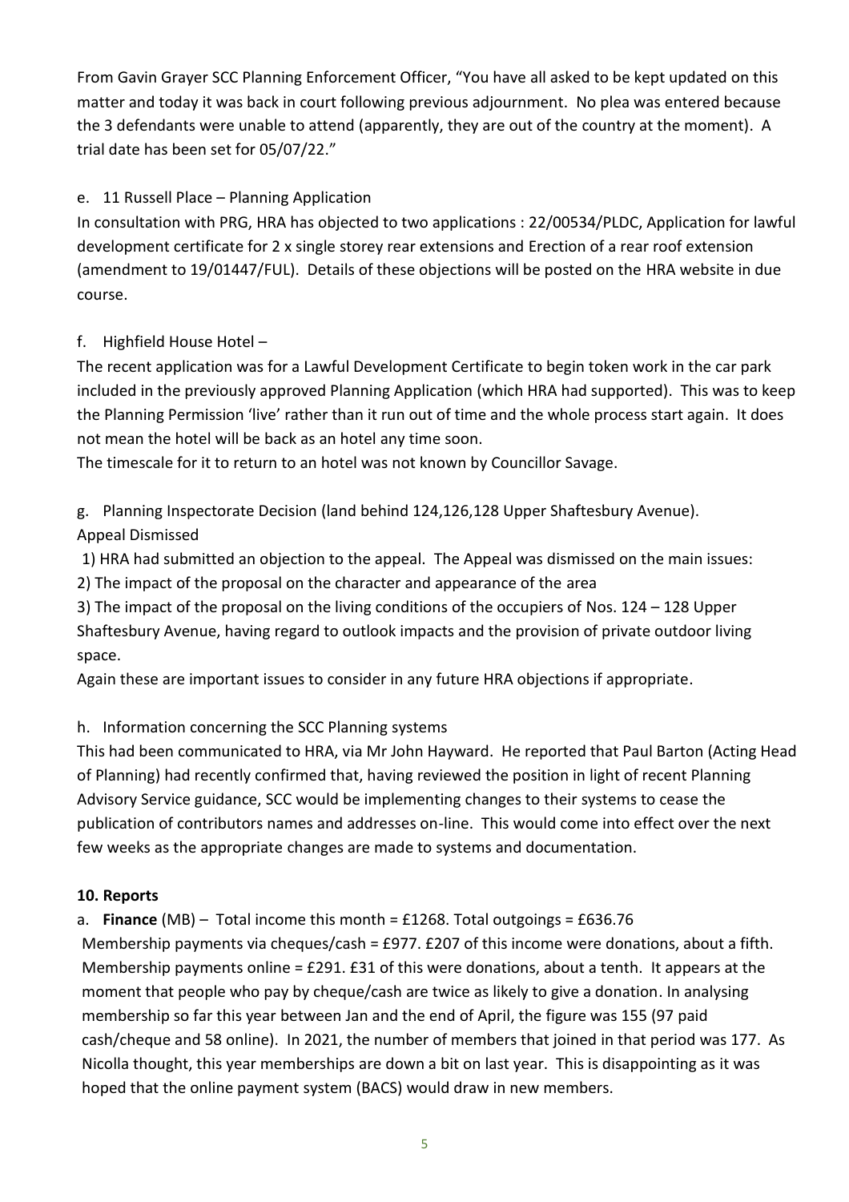From Gavin Grayer SCC Planning Enforcement Officer, "You have all asked to be kept updated on this matter and today it was back in court following previous adjournment. No plea was entered because the 3 defendants were unable to attend (apparently, they are out of the country at the moment). A trial date has been set for 05/07/22."

e. 11 Russell Place – Planning Application

In consultation with PRG, HRA has objected to two applications : 22/00534/PLDC, Application for lawful development certificate for 2 x single storey rear extensions and Erection of a rear roof extension (amendment to 19/01447/FUL). Details of these objections will be posted on the HRA website in due course.

f. Highfield House Hotel –

The recent application was for a Lawful Development Certificate to begin token work in the car park included in the previously approved Planning Application (which HRA had supported). This was to keep the Planning Permission 'live' rather than it run out of time and the whole process start again. It does not mean the hotel will be back as an hotel any time soon.

The timescale for it to return to an hotel was not known by Councillor Savage.

g. Planning Inspectorate Decision (land behind 124,126,128 Upper Shaftesbury Avenue).

Appeal Dismissed

1) HRA had submitted an objection to the appeal. The Appeal was dismissed on the main issues:

2) The impact of the proposal on the character and appearance of the area

3) The impact of the proposal on the living conditions of the occupiers of Nos. 124 – 128 Upper Shaftesbury Avenue, having regard to outlook impacts and the provision of private outdoor living space.

Again these are important issues to consider in any future HRA objections if appropriate.

h. Information concerning the SCC Planning systems

This had been communicated to HRA, via Mr John Hayward. He reported that Paul Barton (Acting Head of Planning) had recently confirmed that, having reviewed the position in light of recent Planning Advisory Service guidance, SCC would be implementing changes to their systems to cease the publication of contributors names and addresses on-line. This would come into effect over the next few weeks as the appropriate changes are made to systems and documentation.

**10. Reports**

a. **Finance** (MB) – Total income this month = £1268. Total outgoings = £636.76

Membership payments via cheques/cash = £977. £207 of this income were donations, about a fifth. Membership payments online = £291. £31 of this were donations, about a tenth. It appears at the moment that people who pay by cheque/cash are twice as likely to give a donation. In analysing membership so far this year between Jan and the end of April, the figure was 155 (97 paid cash/cheque and 58 online). In 2021, the number of members that joined in that period was 177. As Nicolla thought, this year memberships are down a bit on last year. This is disappointing as it was hoped that the online payment system (BACS) would draw in new members.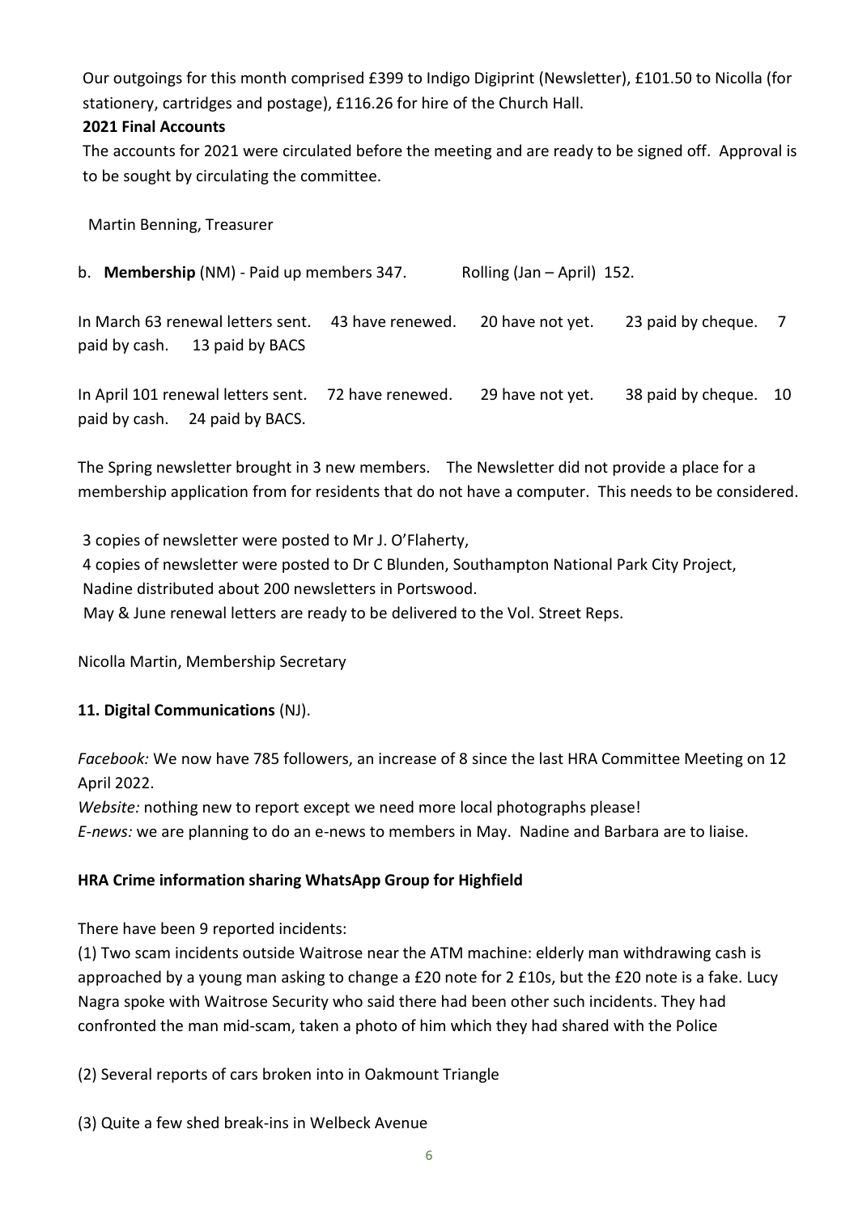Our outgoings for this month comprised £399 to Indigo Digiprint (Newsletter), £101.50 to Nicolla (for stationery, cartridges and postage), £116.26 for hire of the Church Hall.

**2021 Final Accounts**

The accounts for 2021 were circulated before the meeting and are ready to be signed off. Approval is to be sought by circulating the committee.

Martin Benning, Treasurer

b. **Membership** (NM) - Paid up members 347. Rolling (Jan – April) 152.

In March 63 renewal letters sent. 43 have renewed. 20 have not yet. 23 paid by cheque. 7 paid by cash. 13 paid by BACS

In April 101 renewal letters sent. 72 have renewed. 29 have not yet. 38 paid by cheque. 10 paid by cash. 24 paid by BACS.

The Spring newsletter brought in 3 new members. The Newsletter did not provide a place for a membership application from for residents that do not have a computer. This needs to be considered.

3 copies of newsletter were posted to Mr J. O'Flaherty,
4 copies of newsletter were posted to Dr C Blunden, Southampton National Park City Project,
Nadine distributed about 200 newsletters in Portswood.
May & June renewal letters are ready to be delivered to the Vol. Street Reps.

Nicolla Martin, Membership Secretary

**11. Digital Communications** (NJ).

*Facebook:* We now have 785 followers, an increase of 8 since the last HRA Committee Meeting on 12 April 2022.
*Website:* nothing new to report except we need more local photographs please!
*E-news:* we are planning to do an e-news to members in May. Nadine and Barbara are to liaise.

**HRA Crime information sharing WhatsApp Group for Highfield**

There have been 9 reported incidents:
(1) Two scam incidents outside Waitrose near the ATM machine: elderly man withdrawing cash is approached by a young man asking to change a £20 note for 2 £10s, but the £20 note is a fake. Lucy Nagra spoke with Waitrose Security who said there had been other such incidents. They had confronted the man mid-scam, taken a photo of him which they had shared with the Police

(2) Several reports of cars broken into in Oakmount Triangle

(3) Quite a few shed break-ins in Welbeck Avenue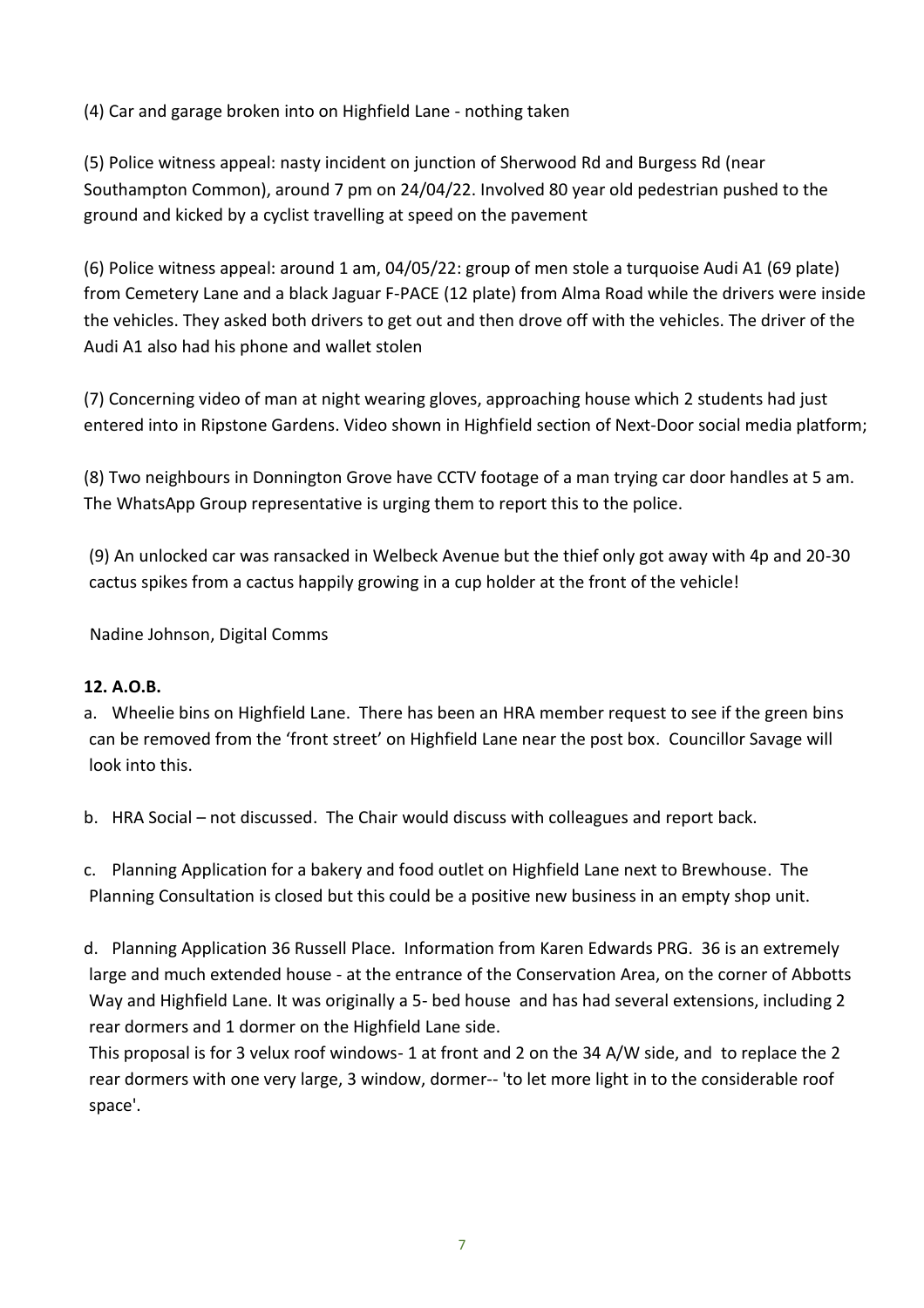(4) Car and garage broken into on Highfield Lane - nothing taken

(5) Police witness appeal: nasty incident on junction of Sherwood Rd and Burgess Rd (near Southampton Common), around 7 pm on 24/04/22. Involved 80 year old pedestrian pushed to the ground and kicked by a cyclist travelling at speed on the pavement

(6) Police witness appeal: around 1 am, 04/05/22: group of men stole a turquoise Audi A1 (69 plate) from Cemetery Lane and a black Jaguar F-PACE (12 plate) from Alma Road while the drivers were inside the vehicles. They asked both drivers to get out and then drove off with the vehicles. The driver of the Audi A1 also had his phone and wallet stolen

(7) Concerning video of man at night wearing gloves, approaching house which 2 students had just entered into in Ripstone Gardens. Video shown in Highfield section of Next-Door social media platform;

(8) Two neighbours in Donnington Grove have CCTV footage of a man trying car door handles at 5 am. The WhatsApp Group representative is urging them to report this to the police.

(9) An unlocked car was ransacked in Welbeck Avenue but the thief only got away with 4p and 20-30 cactus spikes from a cactus happily growing in a cup holder at the front of the vehicle!

Nadine Johnson, Digital Comms

**12. A.O.B.**

a. Wheelie bins on Highfield Lane. There has been an HRA member request to see if the green bins can be removed from the 'front street' on Highfield Lane near the post box. Councillor Savage will look into this.

b. HRA Social – not discussed. The Chair would discuss with colleagues and report back.

c. Planning Application for a bakery and food outlet on Highfield Lane next to Brewhouse. The Planning Consultation is closed but this could be a positive new business in an empty shop unit.

d. Planning Application 36 Russell Place. Information from Karen Edwards PRG. 36 is an extremely large and much extended house - at the entrance of the Conservation Area, on the corner of Abbotts Way and Highfield Lane. It was originally a 5- bed house and has had several extensions, including 2 rear dormers and 1 dormer on the Highfield Lane side.
This proposal is for 3 velux roof windows- 1 at front and 2 on the 34 A/W side, and to replace the 2 rear dormers with one very large, 3 window, dormer-- 'to let more light in to the considerable roof space'.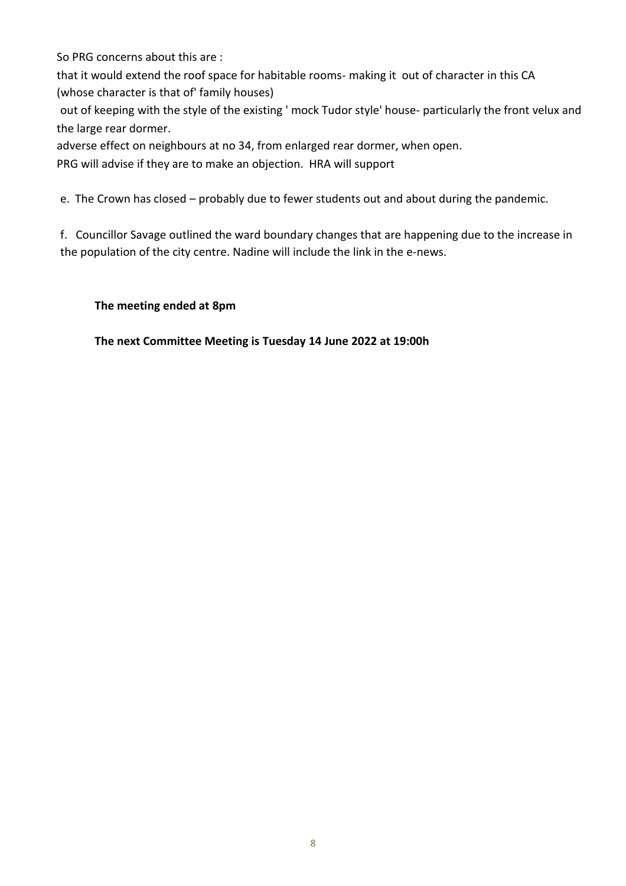So PRG concerns about this are :

that it would extend the roof space for habitable rooms- making it out of character in this CA (whose character is that of' family houses)

out of keeping with the style of the existing ' mock Tudor style' house- particularly the front velux and the large rear dormer.

adverse effect on neighbours at no 34, from enlarged rear dormer, when open.

PRG will advise if they are to make an objection. HRA will support

e. The Crown has closed – probably due to fewer students out and about during the pandemic.

f. Councillor Savage outlined the ward boundary changes that are happening due to the increase in the population of the city centre. Nadine will include the link in the e-news.

**The meeting ended at 8pm**

**The next Committee Meeting is Tuesday 14 June 2022 at 19:00h**